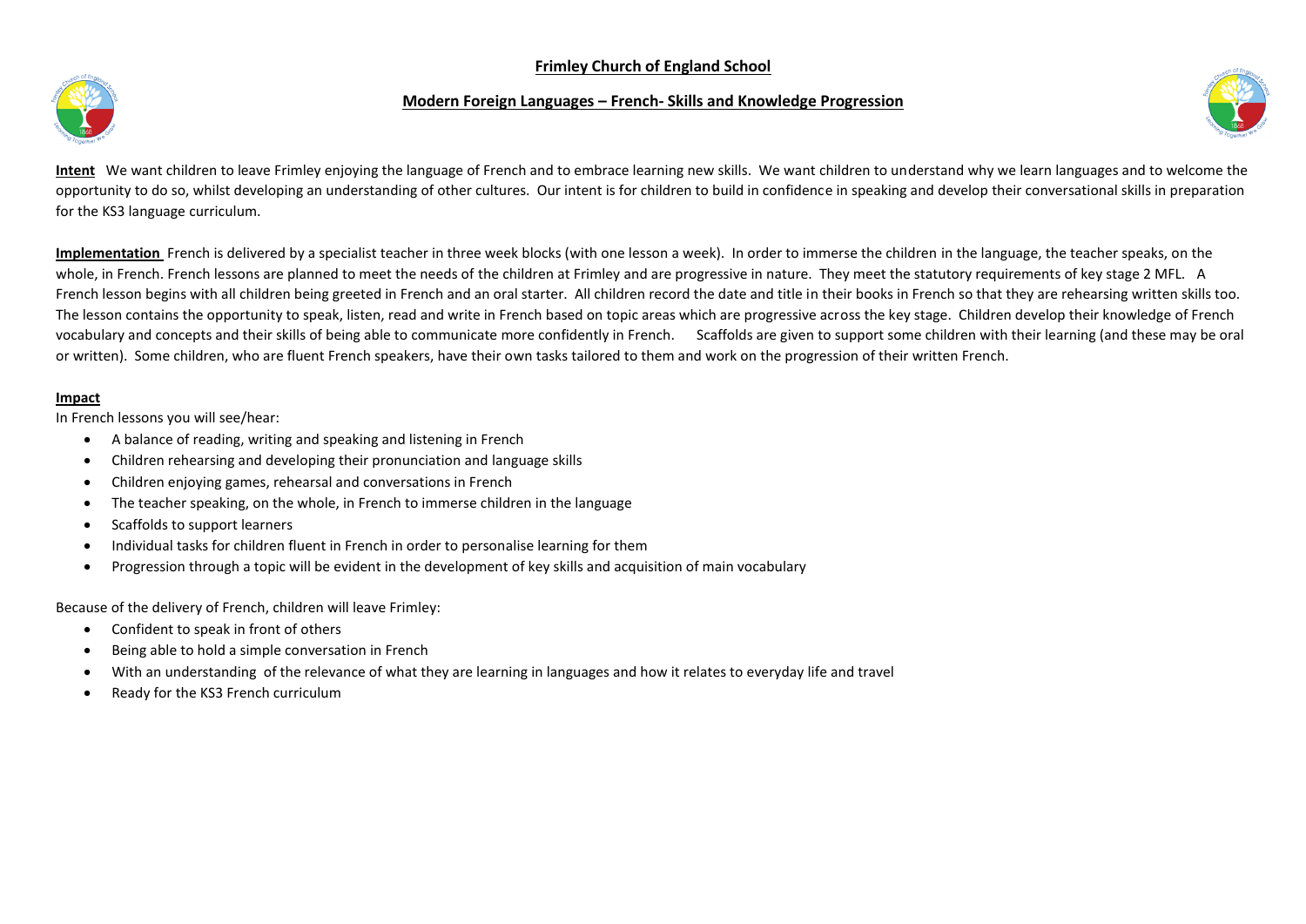# Frimley Church of England School

## Modern Foreign Languages – French- Skills and Knowledge Progression

**Intent** We want children to leave Frimley enjoying the language of French and to embrace learning new skills. We want children to understand why we learn languages and to welcome the opportunity to do so, whilst developing an understanding of other cultures. Our intent is for children to build in confidence in speaking and develop their conversational skills in preparation for the KS3 language curriculum.

**Implementation** French is delivered by a specialist teacher in three week blocks (with one lesson a week). In order to immerse the children in the language, the teacher speaks, on the whole, in French. French lessons are planned to meet the needs of the children at Frimley and are progressive in nature. They meet the statutory requirements of key stage 2 MFL. A French lesson begins with all children being greeted in French and an oral starter. All children record the date and title in their books in French so that they are rehearsing written skills too. The lesson contains the opportunity to speak, listen, read and write in French based on topic areas which are progressive across the key stage. Children develop their knowledge of French vocabulary and concepts and their skills of being able to communicate more confidently in French. Scaffolds are given to support some children with their learning (and these may be oral or written). Some children, who are fluent French speakers, have their own tasks tailored to them and work on the progression of their written French.

**Impact**

In French lessons you will see/hear:

- A balance of reading, writing and speaking and listening in French
- Children rehearsing and developing their pronunciation and language skills
- Children enjoying games, rehearsal and conversations in French
- The teacher speaking, on the whole, in French to immerse children in the language
- Scaffolds to support learners
- Individual tasks for children fluent in French in order to personalise learning for them
- Progression through a topic will be evident in the development of key skills and acquisition of main vocabulary

Because of the delivery of French, children will leave Frimley:

- Confident to speak in front of others
- Being able to hold a simple conversation in French
- With an understanding of the relevance of what they are learning in languages and how it relates to everyday life and travel
- Ready for the KS3 French curriculum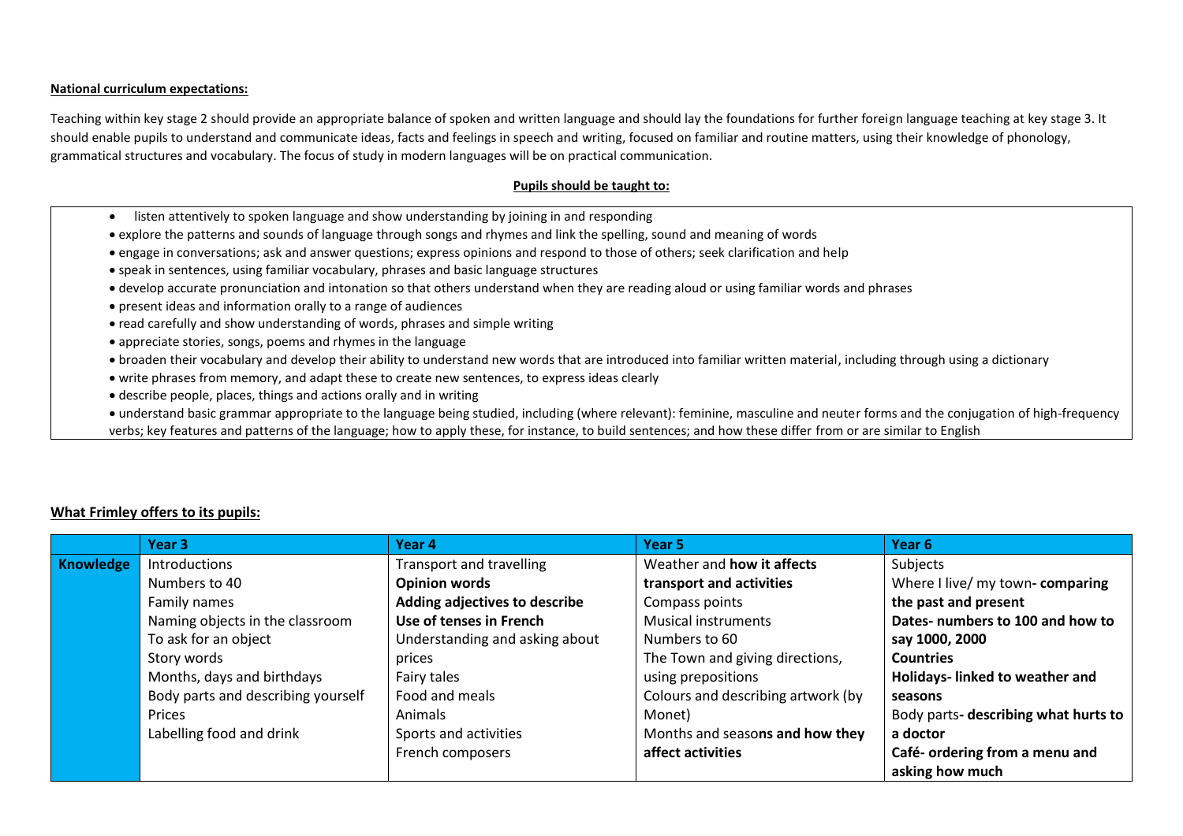**National curriculum expectations:**

Teaching within key stage 2 should provide an appropriate balance of spoken and written language and should lay the foundations for further foreign language teaching at key stage 3. It should enable pupils to understand and communicate ideas, facts and feelings in speech and writing, focused on familiar and routine matters, using their knowledge of phonology, grammatical structures and vocabulary. The focus of study in modern languages will be on practical communication.

**Pupils should be taught to:**

- listen attentively to spoken language and show understanding by joining in and responding
- explore the patterns and sounds of language through songs and rhymes and link the spelling, sound and meaning of words
- engage in conversations; ask and answer questions; express opinions and respond to those of others; seek clarification and help
- speak in sentences, using familiar vocabulary, phrases and basic language structures
- develop accurate pronunciation and intonation so that others understand when they are reading aloud or using familiar words and phrases
- present ideas and information orally to a range of audiences
- read carefully and show understanding of words, phrases and simple writing
- appreciate stories, songs, poems and rhymes in the language
- broaden their vocabulary and develop their ability to understand new words that are introduced into familiar written material, including through using a dictionary
- write phrases from memory, and adapt these to create new sentences, to express ideas clearly
- describe people, places, things and actions orally and in writing
- understand basic grammar appropriate to the language being studied, including (where relevant): feminine, masculine and neuter forms and the conjugation of high-frequency verbs; key features and patterns of the language; how to apply these, for instance, to build sentences; and how these differ from or are similar to English

**What Frimley offers to its pupils:**

| | Year 3 | Year 4 | Year 5 | Year 6 |
|---|---|---|---|---|
| **Knowledge** | Introductions<br>Numbers to 40<br>Family names<br>Naming objects in the classroom<br>To ask for an object<br>Story words<br>Months, days and birthdays<br>Body parts and describing yourself<br>Prices<br>Labelling food and drink | Transport and travelling<br>**Opinion words**<br>**Adding adjectives to describe**<br>**Use of tenses in French**<br>Understanding and asking about prices<br>Fairy tales<br>Food and meals<br>Animals<br>Sports and activities<br>French composers | Weather and **how it affects transport and activities**<br>Compass points<br>Musical instruments<br>Numbers to 60<br>The Town and giving directions, using prepositions<br>Colours and describing artwork (by Monet)<br>Months and seaso**ns and how they affect activities** | Subjects<br>Where I live/ my town**- comparing the past and present**<br>**Dates- numbers to 100 and how to say 1000, 2000**<br>**Countries**<br>**Holidays- linked to weather and seasons**<br>Body parts**- describing what hurts to a doctor**<br>**Café- ordering from a menu and asking how much** |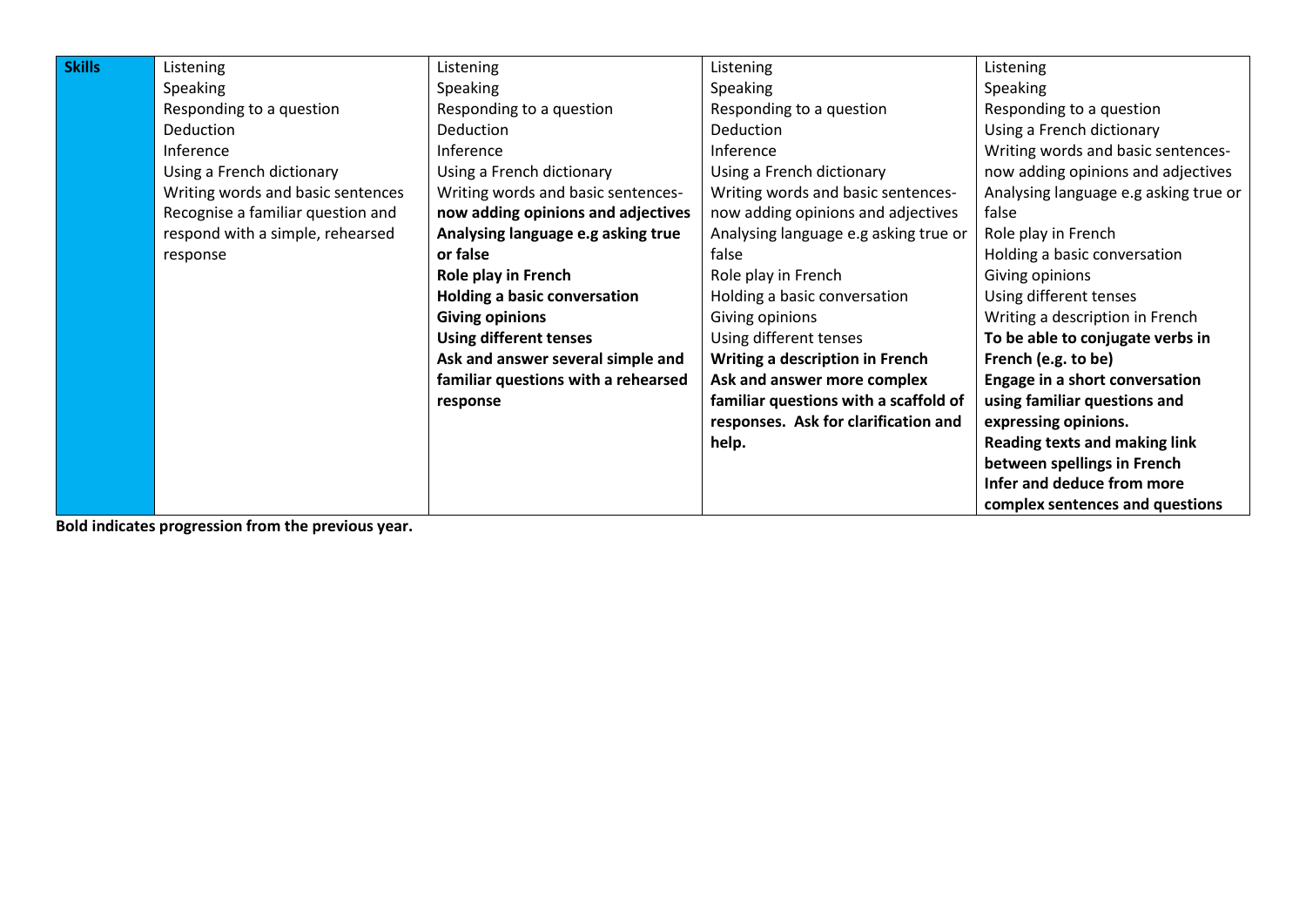| | | | | |
|---|---|---|---|---|
| **Skills** | Listening<br>Speaking<br>Responding to a question<br>Deduction<br>Inference<br>Using a French dictionary<br>Writing words and basic sentences<br>Recognise a familiar question and respond with a simple, rehearsed response | Listening<br>Speaking<br>Responding to a question<br>Deduction<br>Inference<br>Using a French dictionary<br>Writing words and basic sentences- **now adding opinions and adjectives**<br>**Analysing language e.g asking true or false**<br>**Role play in French**<br>**Holding a basic conversation**<br>**Giving opinions**<br>**Using different tenses**<br>**Ask and answer several simple and familiar questions with a rehearsed response** | Listening<br>Speaking<br>Responding to a question<br>Deduction<br>Inference<br>Using a French dictionary<br>Writing words and basic sentences- now adding opinions and adjectives<br>Analysing language e.g asking true or false<br>Role play in French<br>Holding a basic conversation<br>Giving opinions<br>Using different tenses<br>**Writing a description in French**<br>**Ask and answer more complex familiar questions with a scaffold of responses. Ask for clarification and help.** | Listening<br>Speaking<br>Responding to a question<br>Using a French dictionary<br>Writing words and basic sentences- now adding opinions and adjectives<br>Analysing language e.g asking true or false<br>Role play in French<br>Holding a basic conversation<br>Giving opinions<br>Using different tenses<br>Writing a description in French<br>**To be able to conjugate verbs in French (e.g. to be)**<br>**Engage in a short conversation using familiar questions and expressing opinions.**<br>**Reading texts and making link between spellings in French**<br>**Infer and deduce from more complex sentences and questions** |

**Bold indicates progression from the previous year.**